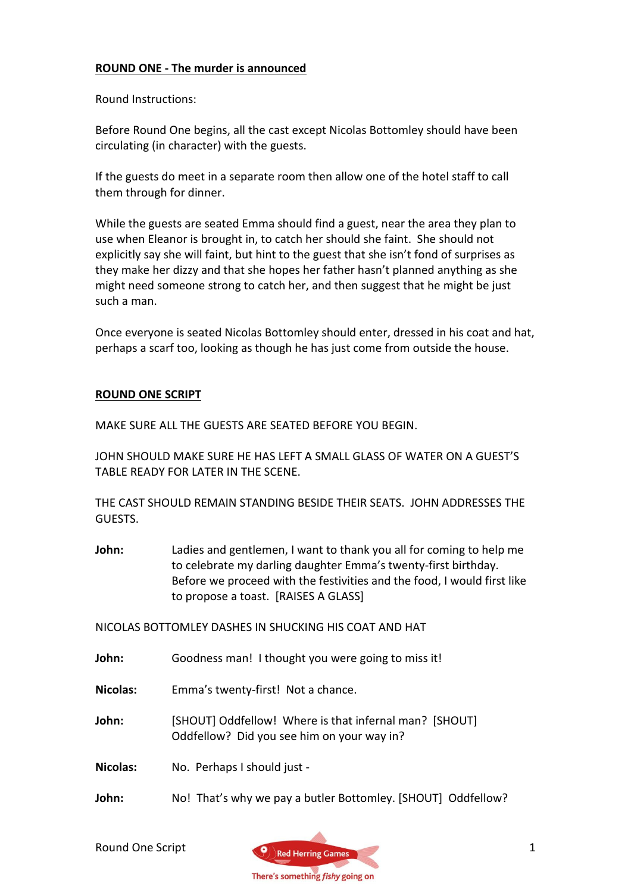**ROUND ONE - The murder is announced**

Round Instructions:

Before Round One begins, all the cast except Nicolas Bottomley should have been circulating (in character) with the guests.

If the guests do meet in a separate room then allow one of the hotel staff to call them through for dinner.

While the guests are seated Emma should find a guest, near the area they plan to use when Eleanor is brought in, to catch her should she faint. She should not explicitly say she will faint, but hint to the guest that she isn't fond of surprises as they make her dizzy and that she hopes her father hasn't planned anything as she might need someone strong to catch her, and then suggest that he might be just such a man.

Once everyone is seated Nicolas Bottomley should enter, dressed in his coat and hat, perhaps a scarf too, looking as though he has just come from outside the house.

**ROUND ONE SCRIPT**

MAKE SURE ALL THE GUESTS ARE SEATED BEFORE YOU BEGIN.

JOHN SHOULD MAKE SURE HE HAS LEFT A SMALL GLASS OF WATER ON A GUEST'S TABLE READY FOR LATER IN THE SCENE.

THE CAST SHOULD REMAIN STANDING BESIDE THEIR SEATS. JOHN ADDRESSES THE GUESTS.

**John:** Ladies and gentlemen, I want to thank you all for coming to help me to celebrate my darling daughter Emma's twenty-first birthday. Before we proceed with the festivities and the food, I would first like to propose a toast. [RAISES A GLASS]

NICOLAS BOTTOMLEY DASHES IN SHUCKING HIS COAT AND HAT

**John:** Goodness man! I thought you were going to miss it!

**Nicolas:** Emma's twenty-first! Not a chance.

**John:** [SHOUT] Oddfellow! Where is that infernal man? [SHOUT] Oddfellow? Did you see him on your way in?

**Nicolas:** No. Perhaps I should just -

**John:** No! That's why we pay a butler Bottomley. [SHOUT] Oddfellow?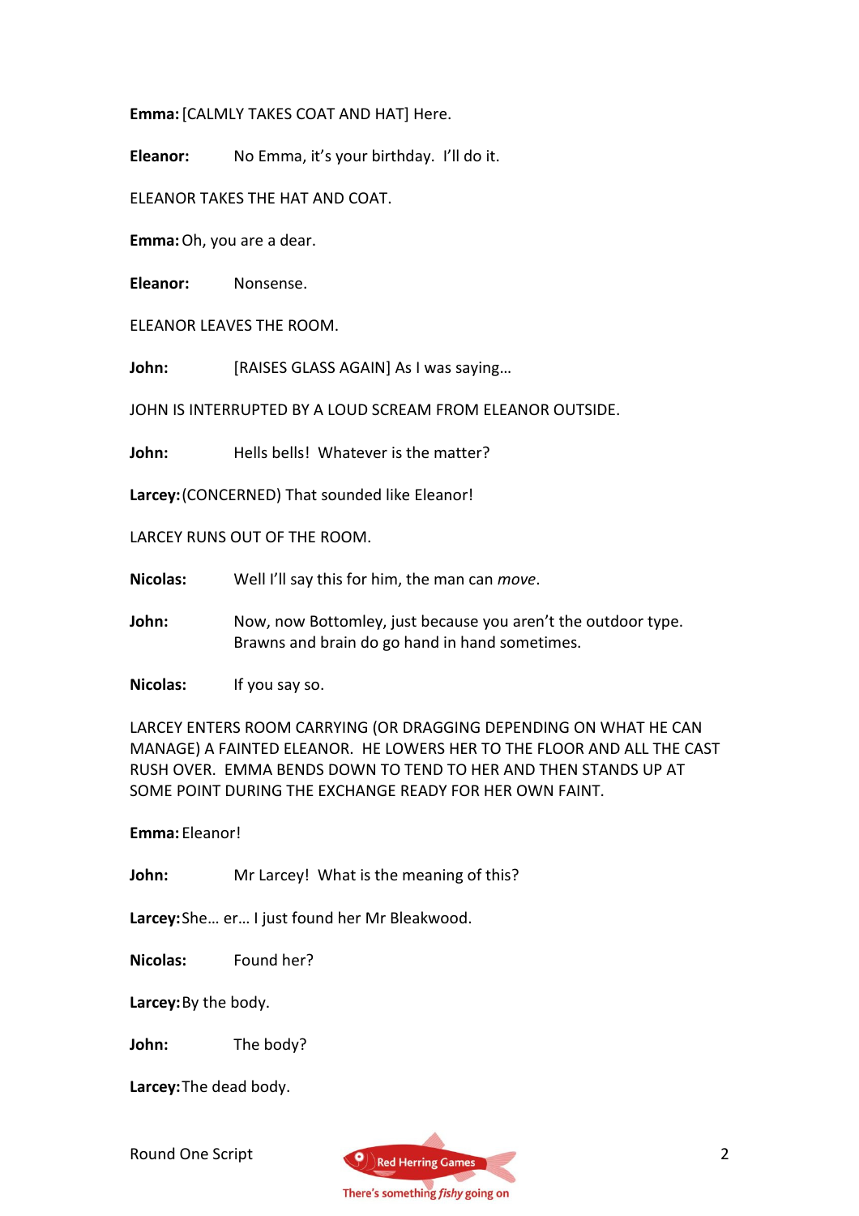**Emma:** [CALMLY TAKES COAT AND HAT] Here.

**Eleanor:** No Emma, it's your birthday. I'll do it.

ELEANOR TAKES THE HAT AND COAT.

**Emma:** Oh, you are a dear.

**Eleanor:** Nonsense.

ELEANOR LEAVES THE ROOM.

**John:** [RAISES GLASS AGAIN] As I was saying…

JOHN IS INTERRUPTED BY A LOUD SCREAM FROM ELEANOR OUTSIDE.

**John:** Hells bells! Whatever is the matter?

**Larcey:** (CONCERNED) That sounded like Eleanor!

LARCEY RUNS OUT OF THE ROOM.

**Nicolas:** Well I'll say this for him, the man can *move*.

**John:** Now, now Bottomley, just because you aren't the outdoor type. Brawns and brain do go hand in hand sometimes.

**Nicolas:** If you say so.

LARCEY ENTERS ROOM CARRYING (OR DRAGGING DEPENDING ON WHAT HE CAN MANAGE) A FAINTED ELEANOR. HE LOWERS HER TO THE FLOOR AND ALL THE CAST RUSH OVER. EMMA BENDS DOWN TO TEND TO HER AND THEN STANDS UP AT SOME POINT DURING THE EXCHANGE READY FOR HER OWN FAINT.

**Emma:** Eleanor!

**John:** Mr Larcey! What is the meaning of this?

**Larcey:** She… er… I just found her Mr Bleakwood.

**Nicolas:** Found her?

**Larcey:** By the body.

**John:** The body?

**Larcey:** The dead body.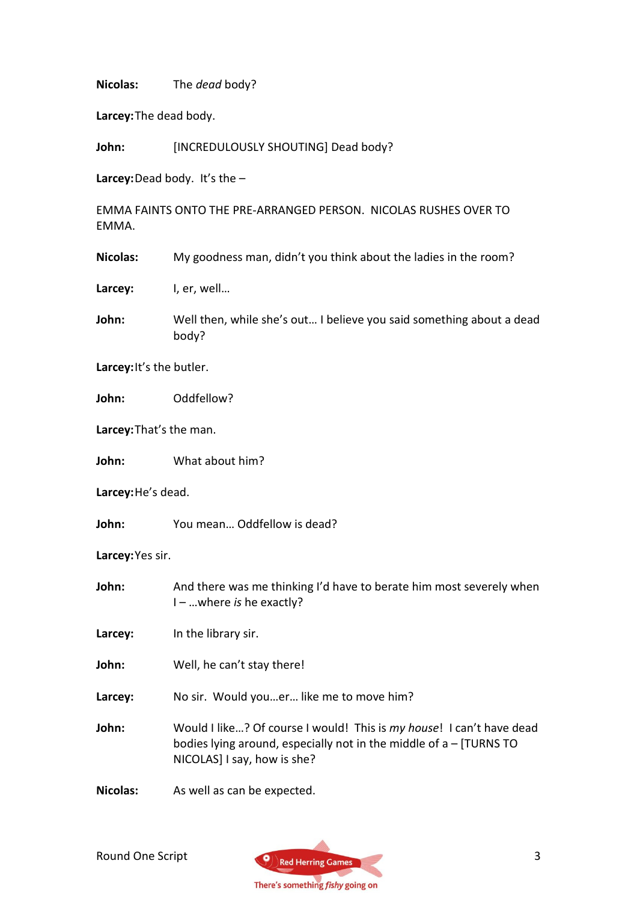**Nicolas:** The *dead* body?

**Larcey:** The dead body.

**John:** [INCREDULOUSLY SHOUTING] Dead body?

**Larcey:** Dead body. It's the –

EMMA FAINTS ONTO THE PRE-ARRANGED PERSON. NICOLAS RUSHES OVER TO EMMA.

**Nicolas:** My goodness man, didn't you think about the ladies in the room?

**Larcey:** I, er, well…

**John:** Well then, while she's out… I believe you said something about a dead body?

**Larcey:** It's the butler.

**John:** Oddfellow?

**Larcey:** That's the man.

**John:** What about him?

**Larcey:** He's dead.

**John:** You mean… Oddfellow is dead?

**Larcey:** Yes sir.

**John:** And there was me thinking I'd have to berate him most severely when I – …where *is* he exactly?

**Larcey:** In the library sir.

**John:** Well, he can't stay there!

**Larcey:** No sir. Would you…er… like me to move him?

**John:** Would I like…? Of course I would! This is *my house*! I can't have dead bodies lying around, especially not in the middle of a – [TURNS TO NICOLAS] I say, how is she?

**Nicolas:** As well as can be expected.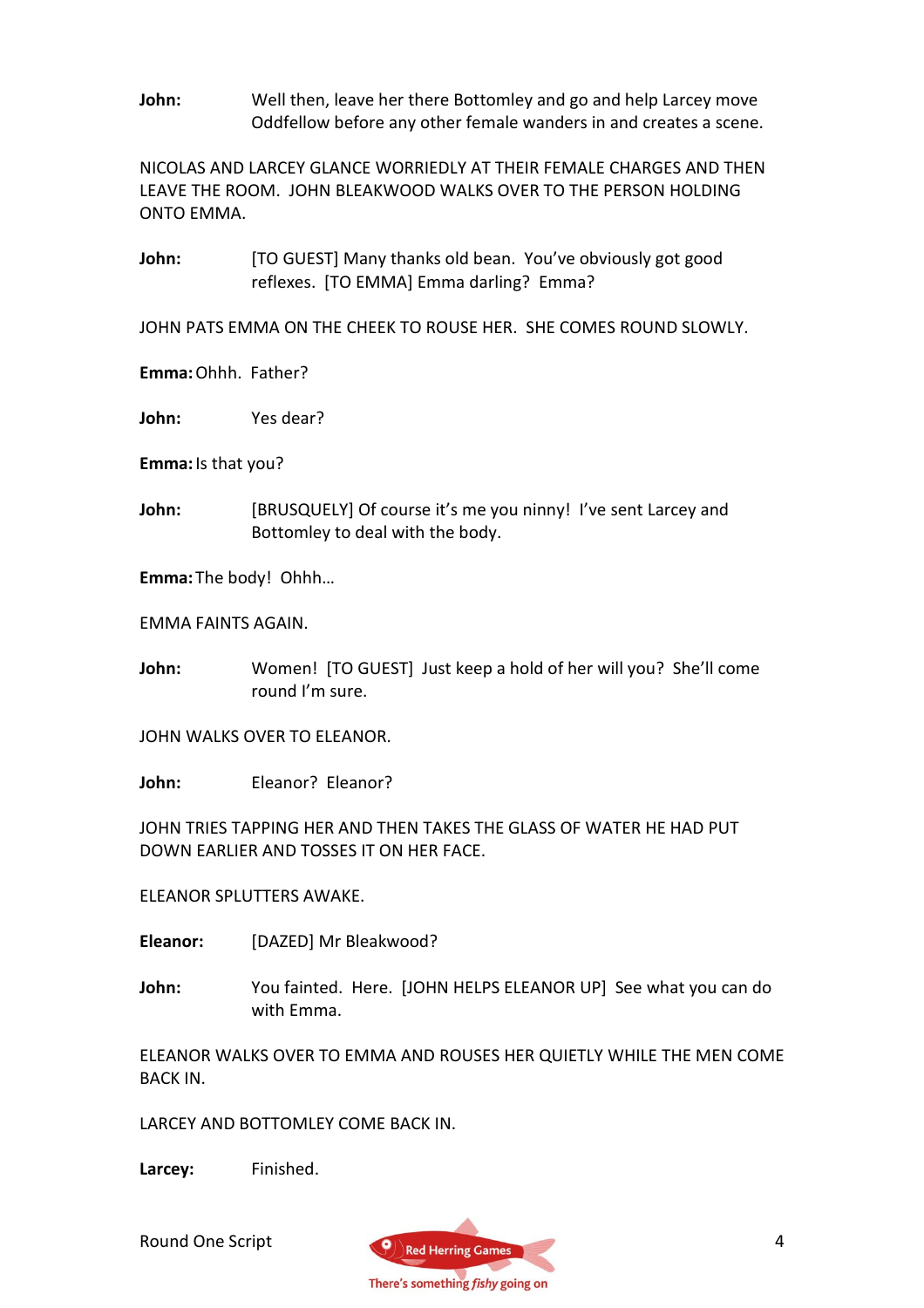**John:** Well then, leave her there Bottomley and go and help Larcey move Oddfellow before any other female wanders in and creates a scene.

NICOLAS AND LARCEY GLANCE WORRIEDLY AT THEIR FEMALE CHARGES AND THEN LEAVE THE ROOM. JOHN BLEAKWOOD WALKS OVER TO THE PERSON HOLDING ONTO EMMA.

**John:** [TO GUEST] Many thanks old bean. You've obviously got good reflexes. [TO EMMA] Emma darling? Emma?

JOHN PATS EMMA ON THE CHEEK TO ROUSE HER. SHE COMES ROUND SLOWLY.

**Emma:** Ohhh. Father?

**John:** Yes dear?

**Emma:** Is that you?

**John:** [BRUSQUELY] Of course it's me you ninny! I've sent Larcey and Bottomley to deal with the body.

**Emma:** The body! Ohhh…

EMMA FAINTS AGAIN.

**John:** Women! [TO GUEST] Just keep a hold of her will you? She'll come round I'm sure.

JOHN WALKS OVER TO ELEANOR.

**John:** Eleanor? Eleanor?

JOHN TRIES TAPPING HER AND THEN TAKES THE GLASS OF WATER HE HAD PUT DOWN EARLIER AND TOSSES IT ON HER FACE.

ELEANOR SPLUTTERS AWAKE.

**Eleanor:** [DAZED] Mr Bleakwood?

**John:** You fainted. Here. [JOHN HELPS ELEANOR UP] See what you can do with Emma.

ELEANOR WALKS OVER TO EMMA AND ROUSES HER QUIETLY WHILE THE MEN COME BACK IN.

LARCEY AND BOTTOMLEY COME BACK IN.

**Larcey:** Finished.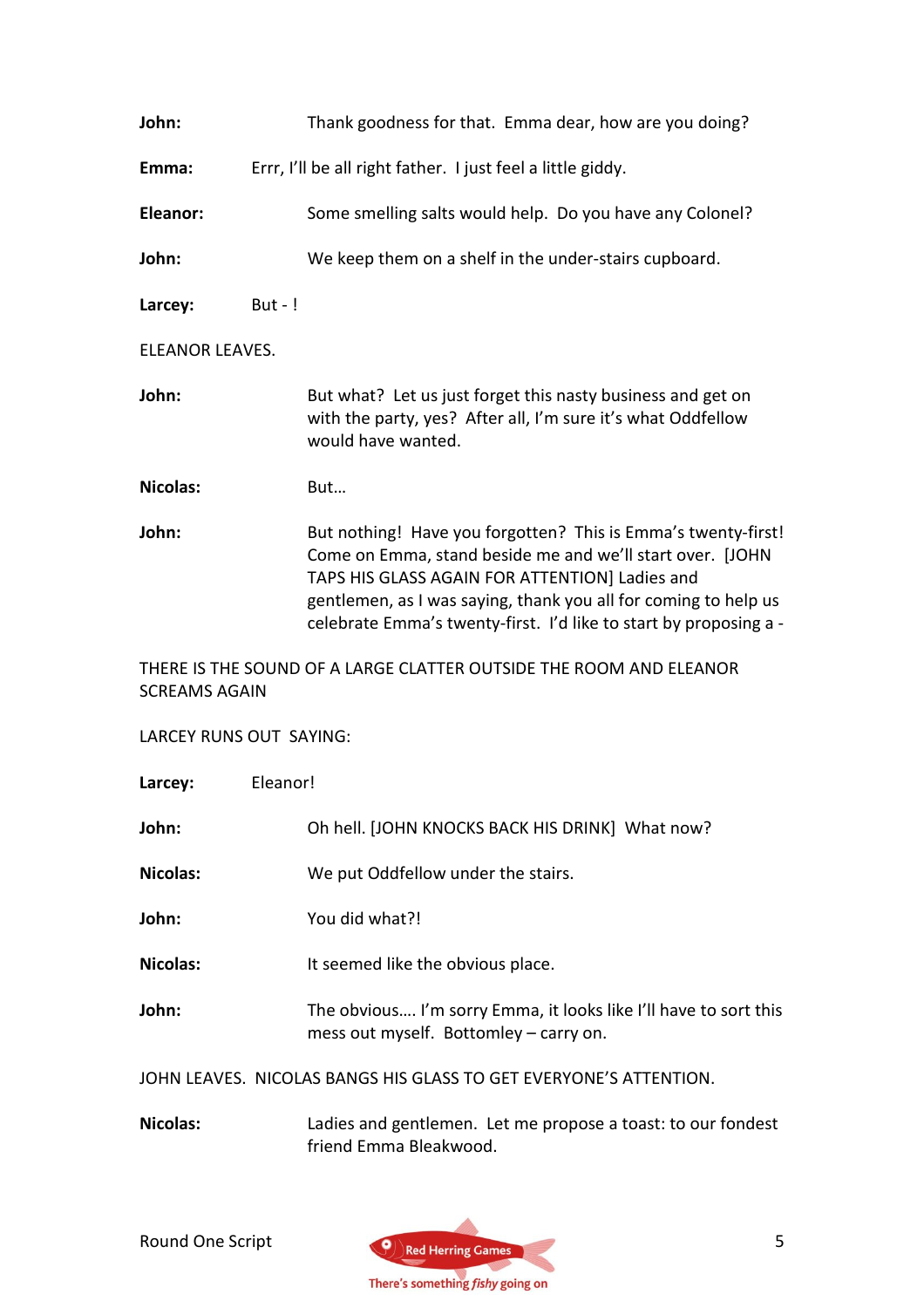**John:** Thank goodness for that. Emma dear, how are you doing?

**Emma:** Errr, I'll be all right father. I just feel a little giddy.

**Eleanor:** Some smelling salts would help. Do you have any Colonel?

**John:** We keep them on a shelf in the under-stairs cupboard.

**Larcey:** But - !

ELEANOR LEAVES.

**John:** But what? Let us just forget this nasty business and get on with the party, yes? After all, I'm sure it's what Oddfellow would have wanted.

**Nicolas:** But…

**John:** But nothing! Have you forgotten? This is Emma's twenty-first! Come on Emma, stand beside me and we'll start over. [JOHN TAPS HIS GLASS AGAIN FOR ATTENTION] Ladies and gentlemen, as I was saying, thank you all for coming to help us celebrate Emma's twenty-first. I'd like to start by proposing a -

THERE IS THE SOUND OF A LARGE CLATTER OUTSIDE THE ROOM AND ELEANOR SCREAMS AGAIN

LARCEY RUNS OUT SAYING:

**Larcey:** Eleanor!

**John:** Oh hell. [JOHN KNOCKS BACK HIS DRINK] What now?

**Nicolas:** We put Oddfellow under the stairs.

**John:** You did what?!

**Nicolas:** It seemed like the obvious place.

**John:** The obvious…. I'm sorry Emma, it looks like I'll have to sort this mess out myself. Bottomley – carry on.

JOHN LEAVES. NICOLAS BANGS HIS GLASS TO GET EVERYONE'S ATTENTION.

**Nicolas:** Ladies and gentlemen. Let me propose a toast: to our fondest friend Emma Bleakwood.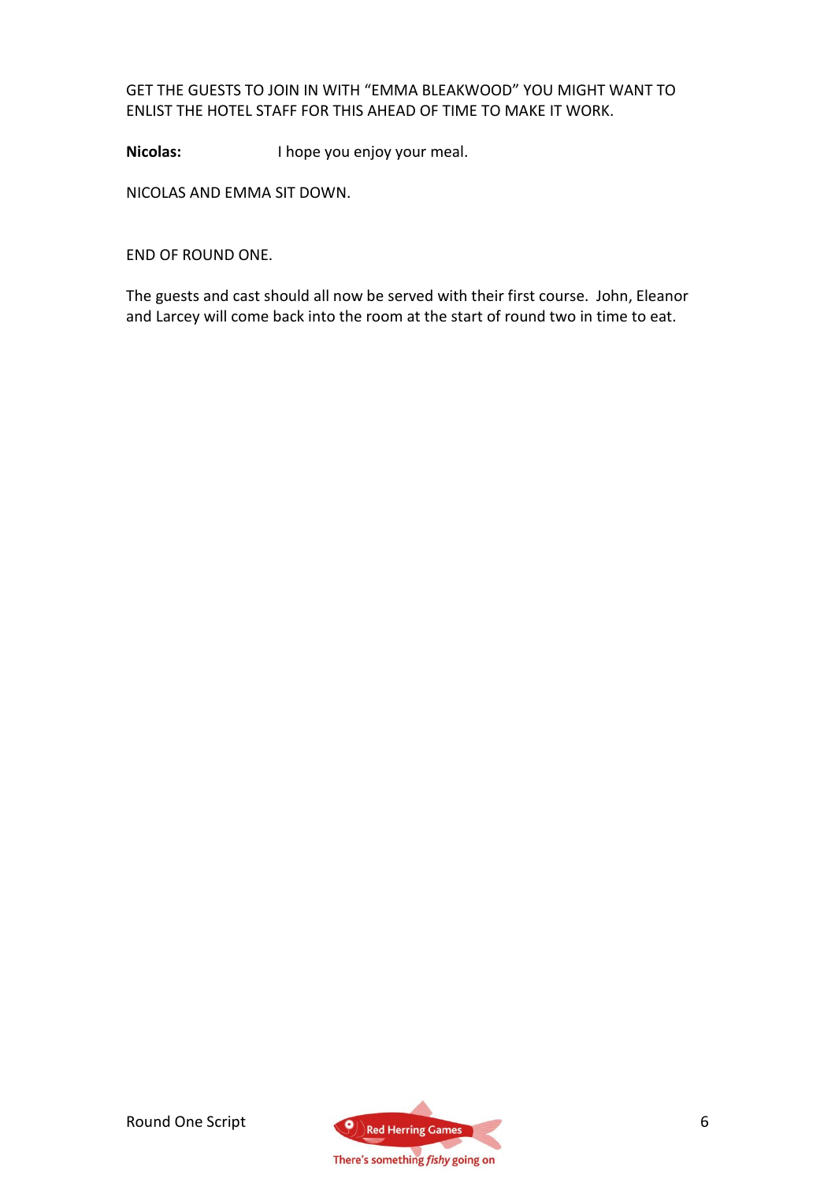GET THE GUESTS TO JOIN IN WITH "EMMA BLEAKWOOD" YOU MIGHT WANT TO ENLIST THE HOTEL STAFF FOR THIS AHEAD OF TIME TO MAKE IT WORK.

**Nicolas:** I hope you enjoy your meal.

NICOLAS AND EMMA SIT DOWN.

END OF ROUND ONE.

The guests and cast should all now be served with their first course. John, Eleanor and Larcey will come back into the room at the start of round two in time to eat.